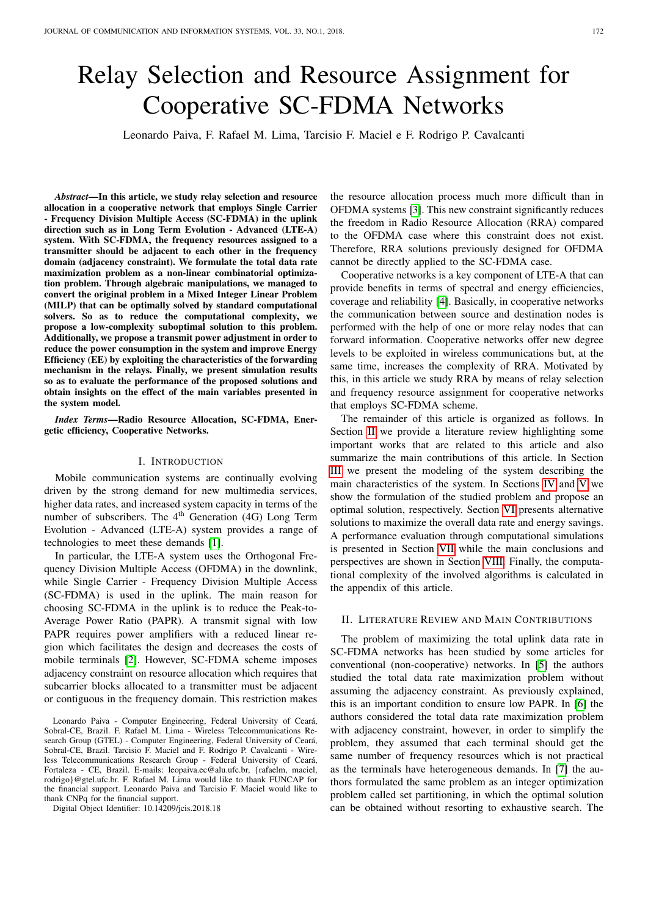# Relay Selection and Resource Assignment for Cooperative SC-FDMA Networks

Leonardo Paiva, F. Rafael M. Lima, Tarcisio F. Maciel e F. Rodrigo P. Cavalcanti

***Abstract*—In this article, we study relay selection and resource allocation in a cooperative network that employs Single Carrier - Frequency Division Multiple Access (SC-FDMA) in the uplink direction such as in Long Term Evolution - Advanced (LTE-A) system. With SC-FDMA, the frequency resources assigned to a transmitter should be adjacent to each other in the frequency domain (adjacency constraint). We formulate the total data rate maximization problem as a non-linear combinatorial optimization problem. Through algebraic manipulations, we managed to convert the original problem in a Mixed Integer Linear Problem (MILP) that can be optimally solved by standard computational solvers. So as to reduce the computational complexity, we propose a low-complexity suboptimal solution to this problem. Additionally, we propose a transmit power adjustment in order to reduce the power consumption in the system and improve Energy Efficiency (EE) by exploiting the characteristics of the forwarding mechanism in the relays. Finally, we present simulation results so as to evaluate the performance of the proposed solutions and obtain insights on the effect of the main variables presented in the system model.**

***Index Terms*—Radio Resource Allocation, SC-FDMA, Energetic efficiency, Cooperative Networks.**

## I. Introduction

Mobile communication systems are continually evolving driven by the strong demand for new multimedia services, higher data rates, and increased system capacity in terms of the number of subscribers. The 4[th] Generation (4G) Long Term Evolution - Advanced (LTE-A) system provides a range of technologies to meet these demands [1].

In particular, the LTE-A system uses the Orthogonal Frequency Division Multiple Access (OFDMA) in the downlink, while Single Carrier - Frequency Division Multiple Access (SC-FDMA) is used in the uplink. The main reason for choosing SC-FDMA in the uplink is to reduce the Peak-to-Average Power Ratio (PAPR). A transmit signal with low PAPR requires power amplifiers with a reduced linear region which facilitates the design and decreases the costs of mobile terminals [2]. However, SC-FDMA scheme imposes adjacency constraint on resource allocation which requires that subcarrier blocks allocated to a transmitter must be adjacent or contiguous in the frequency domain. This restriction makes the resource allocation process much more difficult than in OFDMA systems [3]. This new constraint significantly reduces the freedom in Radio Resource Allocation (RRA) compared to the OFDMA case where this constraint does not exist. Therefore, RRA solutions previously designed for OFDMA cannot be directly applied to the SC-FDMA case.

Cooperative networks is a key component of LTE-A that can provide benefits in terms of spectral and energy efficiencies, coverage and reliability [4]. Basically, in cooperative networks the communication between source and destination nodes is performed with the help of one or more relay nodes that can forward information. Cooperative networks offer new degree levels to be exploited in wireless communications but, at the same time, increases the complexity of RRA. Motivated by this, in this article we study RRA by means of relay selection and frequency resource assignment for cooperative networks that employs SC-FDMA scheme.

The remainder of this article is organized as follows. In Section II we provide a literature review highlighting some important works that are related to this article and also summarize the main contributions of this article. In Section III we present the modeling of the system describing the main characteristics of the system. In Sections IV and V we show the formulation of the studied problem and propose an optimal solution, respectively. Section VI presents alternative solutions to maximize the overall data rate and energy savings. A performance evaluation through computational simulations is presented in Section VII while the main conclusions and perspectives are shown in Section VIII. Finally, the computational complexity of the involved algorithms is calculated in the appendix of this article.

## II. Literature Review and Main Contributions

The problem of maximizing the total uplink data rate in SC-FDMA networks has been studied by some articles for conventional (non-cooperative) networks. In [5] the authors studied the total data rate maximization problem without assuming the adjacency constraint. As previously explained, this is an important condition to ensure low PAPR. In [6] the authors considered the total data rate maximization problem with adjacency constraint, however, in order to simplify the problem, they assumed that each terminal should get the same number of frequency resources which is not practical as the terminals have heterogeneous demands. In [7] the authors formulated the same problem as an integer optimization problem called set partitioning, in which the optimal solution can be obtained without resorting to exhaustive search. The

Leonardo Paiva - Computer Engineering, Federal University of Ceará, Sobral-CE, Brazil. F. Rafael M. Lima - Wireless Telecommunications Research Group (GTEL) - Computer Engineering, Federal University of Ceará, Sobral-CE, Brazil. Tarcisio F. Maciel and F. Rodrigo P. Cavalcanti - Wireless Telecommunications Research Group - Federal University of Ceará, Fortaleza - CE, Brazil. E-mails: leopaiva.ec@alu.ufc.br, {rafaelm, maciel, rodrigo}@gtel.ufc.br. F. Rafael M. Lima would like to thank FUNCAP for the financial support. Leonardo Paiva and Tarcisio F. Maciel would like to thank CNPq for the financial support.

Digital Object Identifier: 10.14209/jcis.2018.18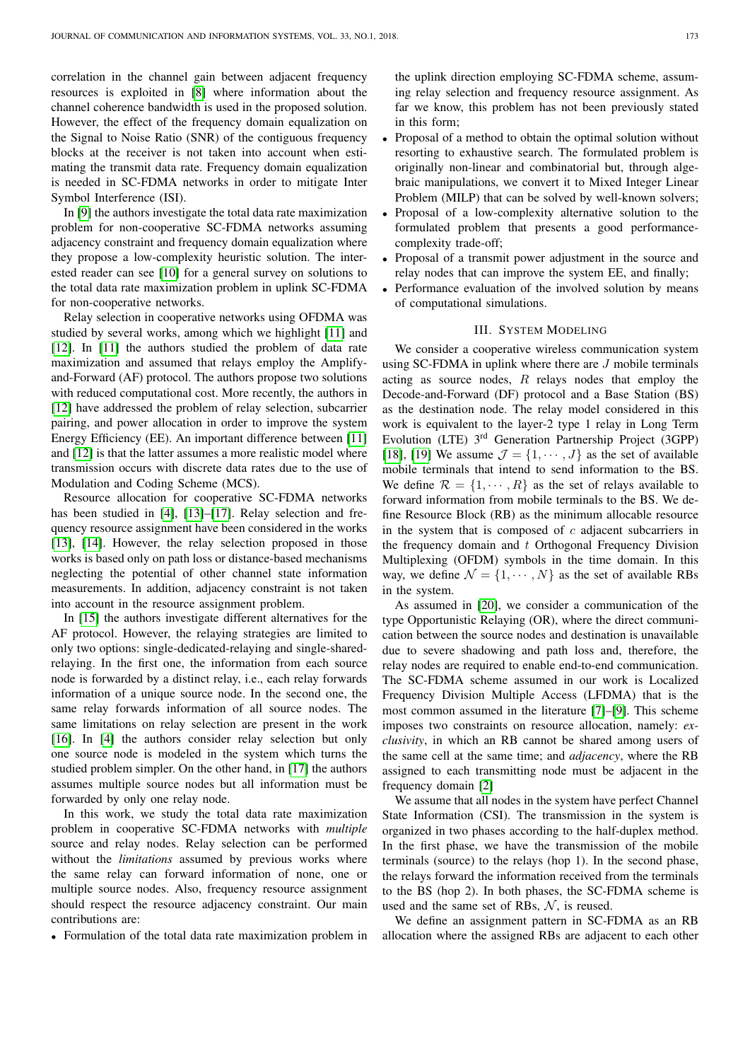correlation in the channel gain between adjacent frequency resources is exploited in [8] where information about the channel coherence bandwidth is used in the proposed solution. However, the effect of the frequency domain equalization on the Signal to Noise Ratio (SNR) of the contiguous frequency blocks at the receiver is not taken into account when estimating the transmit data rate. Frequency domain equalization is needed in SC-FDMA networks in order to mitigate Inter Symbol Interference (ISI).

In [9] the authors investigate the total data rate maximization problem for non-cooperative SC-FDMA networks assuming adjacency constraint and frequency domain equalization where they propose a low-complexity heuristic solution. The interested reader can see [10] for a general survey on solutions to the total data rate maximization problem in uplink SC-FDMA for non-cooperative networks.

Relay selection in cooperative networks using OFDMA was studied by several works, among which we highlight [11] and [12]. In [11] the authors studied the problem of data rate maximization and assumed that relays employ the Amplify-and-Forward (AF) protocol. The authors propose two solutions with reduced computational cost. More recently, the authors in [12] have addressed the problem of relay selection, subcarrier pairing, and power allocation in order to improve the system Energy Efficiency (EE). An important difference between [11] and [12] is that the latter assumes a more realistic model where transmission occurs with discrete data rates due to the use of Modulation and Coding Scheme (MCS).

Resource allocation for cooperative SC-FDMA networks has been studied in [4], [13]–[17]. Relay selection and frequency resource assignment have been considered in the works [13], [14]. However, the relay selection proposed in those works is based only on path loss or distance-based mechanisms neglecting the potential of other channel state information measurements. In addition, adjacency constraint is not taken into account in the resource assignment problem.

In [15] the authors investigate different alternatives for the AF protocol. However, the relaying strategies are limited to only two options: single-dedicated-relaying and single-shared-relaying. In the first one, the information from each source node is forwarded by a distinct relay, i.e., each relay forwards information of a unique source node. In the second one, the same relay forwards information of all source nodes. The same limitations on relay selection are present in the work [16]. In [4] the authors consider relay selection but only one source node is modeled in the system which turns the studied problem simpler. On the other hand, in [17] the authors assumes multiple source nodes but all information must be forwarded by only one relay node.

In this work, we study the total data rate maximization problem in cooperative SC-FDMA networks with *multiple* source and relay nodes. Relay selection can be performed without the *limitations* assumed by previous works where the same relay can forward information of none, one or multiple source nodes. Also, frequency resource assignment should respect the resource adjacency constraint. Our main contributions are:

- Formulation of the total data rate maximization problem in the uplink direction employing SC-FDMA scheme, assuming relay selection and frequency resource assignment. As far we know, this problem has not been previously stated in this form;
- Proposal of a method to obtain the optimal solution without resorting to exhaustive search. The formulated problem is originally non-linear and combinatorial but, through algebraic manipulations, we convert it to Mixed Integer Linear Problem (MILP) that can be solved by well-known solvers;
- Proposal of a low-complexity alternative solution to the formulated problem that presents a good performance-complexity trade-off;
- Proposal of a transmit power adjustment in the source and relay nodes that can improve the system EE, and finally;
- Performance evaluation of the involved solution by means of computational simulations.

## III. System Modeling

We consider a cooperative wireless communication system using SC-FDMA in uplink where there are $J$ mobile terminals acting as source nodes, $R$ relays nodes that employ the Decode-and-Forward (DF) protocol and a Base Station (BS) as the destination node. The relay model considered in this work is equivalent to the layer-2 type 1 relay in Long Term Evolution (LTE) 3rd Generation Partnership Project (3GPP) [18], [19] We assume $\mathcal{J} = \{1, \cdots, J\}$ as the set of available mobile terminals that intend to send information to the BS. We define $\mathcal{R} = \{1, \cdots, R\}$ as the set of relays available to forward information from mobile terminals to the BS. We define Resource Block (RB) as the minimum allocable resource in the system that is composed of $c$ adjacent subcarriers in the frequency domain and $t$ Orthogonal Frequency Division Multiplexing (OFDM) symbols in the time domain. In this way, we define $\mathcal{N} = \{1, \cdots, N\}$ as the set of available RBs in the system.

As assumed in [20], we consider a communication of the type Opportunistic Relaying (OR), where the direct communication between the source nodes and destination is unavailable due to severe shadowing and path loss and, therefore, the relay nodes are required to enable end-to-end communication. The SC-FDMA scheme assumed in our work is Localized Frequency Division Multiple Access (LFDMA) that is the most common assumed in the literature [7]–[9]. This scheme imposes two constraints on resource allocation, namely: *exclusivity*, in which an RB cannot be shared among users of the same cell at the same time; and *adjacency*, where the RB assigned to each transmitting node must be adjacent in the frequency domain [2]

We assume that all nodes in the system have perfect Channel State Information (CSI). The transmission in the system is organized in two phases according to the half-duplex method. In the first phase, we have the transmission of the mobile terminals (source) to the relays (hop 1). In the second phase, the relays forward the information received from the terminals to the BS (hop 2). In both phases, the SC-FDMA scheme is used and the same set of RBs, $\mathcal{N}$, is reused.

We define an assignment pattern in SC-FDMA as an RB allocation where the assigned RBs are adjacent to each other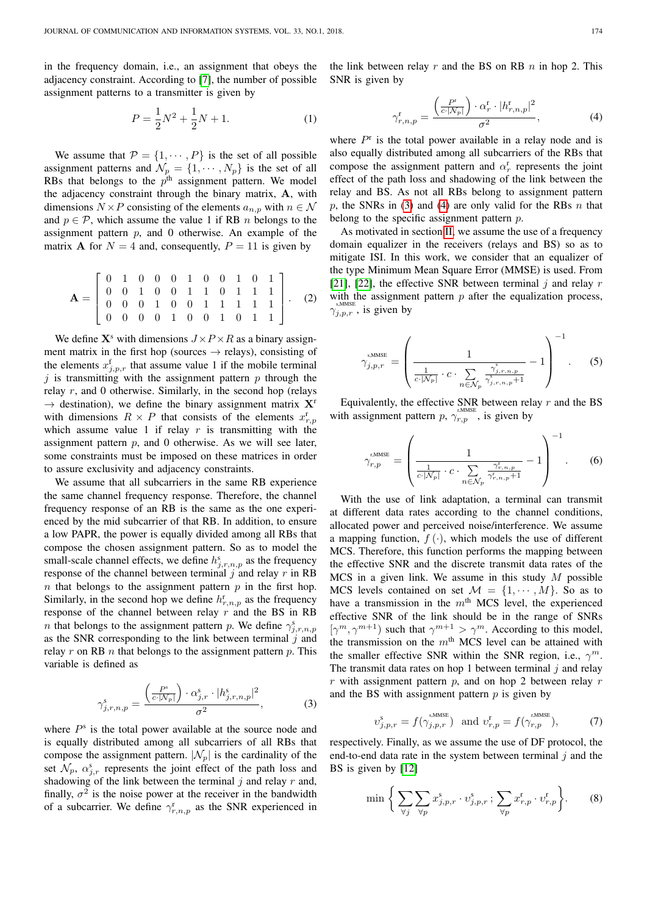in the frequency domain, i.e., an assignment that obeys the adjacency constraint. According to [7], the number of possible assignment patterns to a transmitter is given by

$$P = \frac{1}{2}N^2 + \frac{1}{2}N + 1. \quad (1)$$

We assume that $\mathcal{P} = \{1, \cdots, P\}$ is the set of all possible assignment patterns and $\mathcal{N}_p = \{1, \cdots, N_p\}$ is the set of all RBs that belongs to the $p^{\text{th}}$ assignment pattern. We model the adjacency constraint through the binary matrix, $\mathbf{A}$, with dimensions $N \times P$ consisting of the elements $a_{n,p}$ with $n \in \mathcal{N}$ and $p \in \mathcal{P}$, which assume the value 1 if RB $n$ belongs to the assignment pattern $p$, and 0 otherwise. An example of the matrix $\mathbf{A}$ for $N = 4$ and, consequently, $P = 11$ is given by

$$\mathbf{A} = \begin{bmatrix} 0 & 1 & 0 & 0 & 0 & 1 & 0 & 0 & 1 & 0 & 1 \\ 0 & 0 & 1 & 0 & 0 & 1 & 1 & 0 & 1 & 1 & 1 \\ 0 & 0 & 0 & 1 & 0 & 0 & 1 & 1 & 1 & 1 & 1 \\ 0 & 0 & 0 & 0 & 1 & 0 & 0 & 1 & 0 & 1 & 1 \end{bmatrix}. \quad (2)$$

We define $\mathbf{X}^{\text{s}}$ with dimensions $J \times P \times R$ as a binary assignment matrix in the first hop (sources $\rightarrow$ relays), consisting of the elements $x^{\text{f}}_{j,p,r}$ that assume value 1 if the mobile terminal $j$ is transmitting with the assignment pattern $p$ through the relay $r$, and 0 otherwise. Similarly, in the second hop (relays $\rightarrow$ destination), we define the binary assignment matrix $\mathbf{X}^{\text{r}}$ with dimensions $R \times P$ that consists of the elements $x^{\text{r}}_{r,p}$ which assume value 1 if relay $r$ is transmitting with the assignment pattern $p$, and 0 otherwise. As we will see later, some constraints must be imposed on these matrices in order to assure exclusivity and adjacency constraints.

We assume that all subcarriers in the same RB experience the same channel frequency response. Therefore, the channel frequency response of an RB is the same as the one experienced by the mid subcarrier of that RB. In addition, to ensure a low PAPR, the power is equally divided among all RBs that compose the chosen assignment pattern. So as to model the small-scale channel effects, we define $h^{\text{s}}_{j,r,n,p}$ as the frequency response of the channel between terminal $j$ and relay $r$ in RB $n$ that belongs to the assignment pattern $p$ in the first hop. Similarly, in the second hop we define $h^{\text{r}}_{r,n,p}$ as the frequency response of the channel between relay $r$ and the BS in RB $n$ that belongs to the assignment pattern $p$. We define $\gamma^{\text{s}}_{j,r,n,p}$ as the SNR corresponding to the link between terminal $j$ and relay $r$ on RB $n$ that belongs to the assignment pattern $p$. This variable is defined as

$$\gamma^{\text{s}}_{j,r,n,p} = \frac{\left(\frac{P^{\text{s}}}{c \cdot |\mathcal{N}_p|}\right) \cdot \alpha^{\text{s}}_{j,r} \cdot |h^{\text{s}}_{j,r,n,p}|^2}{\sigma^2}, \quad (3)$$

where $P^{\text{s}}$ is the total power available at the source node and is equally distributed among all subcarriers of all RBs that compose the assignment pattern. $|\mathcal{N}_p|$ is the cardinality of the set $\mathcal{N}_p$, $\alpha^{\text{s}}_{j,r}$ represents the joint effect of the path loss and shadowing of the link between the terminal $j$ and relay $r$ and, finally, $\sigma^2$ is the noise power at the receiver in the bandwidth of a subcarrier. We define $\gamma^{\text{r}}_{r,n,p}$ as the SNR experienced in the link between relay $r$ and the BS on RB $n$ in hop 2. This SNR is given by

$$\gamma^{\text{r}}_{r,n,p} = \frac{\left(\frac{P^{\text{r}}}{c \cdot |\mathcal{N}_p|}\right) \cdot \alpha^{\text{r}}_{r} \cdot |h^{\text{r}}_{r,n,p}|^2}{\sigma^2}, \quad (4)$$

where $P^{\text{r}}$ is the total power available in a relay node and is also equally distributed among all subcarriers of the RBs that compose the assignment pattern and $\alpha^{\text{r}}_{r}$ represents the joint effect of the path loss and shadowing of the link between the relay and BS. As not all RBs belong to assignment pattern $p$, the SNRs in (3) and (4) are only valid for the RBs $n$ that belong to the specific assignment pattern $p$.

As motivated in section II, we assume the use of a frequency domain equalizer in the receivers (relays and BS) so as to mitigate ISI. In this work, we consider that an equalizer of the type Minimum Mean Square Error (MMSE) is used. From [21], [22], the effective SNR between terminal $j$ and relay $r$ with the assignment pattern $p$ after the equalization process, $\gamma^{\text{s,MMSE}}_{j,p,r}$, is given by

$$\gamma^{\text{s,MMSE}}_{j,p,r} = \left( \frac{1}{\frac{1}{c \cdot |\mathcal{N}_p|} \cdot c \cdot \sum\limits_{n \in \mathcal{N}_p} \frac{\gamma^{\text{s}}_{j,r,n,p}}{\gamma^{\text{s}}_{j,r,n,p}+1}} - 1 \right)^{-1}. \quad (5)$$

Equivalently, the effective SNR between relay $r$ and the BS with assignment pattern $p$, $\gamma^{\text{r,MMSE}}_{r,p}$, is given by

$$\gamma^{\text{r,MMSE}}_{r,p} = \left( \frac{1}{\frac{1}{c \cdot |\mathcal{N}_p|} \cdot c \cdot \sum\limits_{n \in \mathcal{N}_p} \frac{\gamma^{\text{r}}_{r,n,p}}{\gamma^{\text{r}}_{r,n,p}+1}} - 1 \right)^{-1}. \quad (6)$$

With the use of link adaptation, a terminal can transmit at different data rates according to the channel conditions, allocated power and perceived noise/interference. We assume a mapping function, $f(\cdot)$, which models the use of different MCS. Therefore, this function performs the mapping between the effective SNR and the discrete transmit data rates of the MCS in a given link. We assume in this study $M$ possible MCS levels contained on set $\mathcal{M} = \{1, \cdots, M\}$. So as to have a transmission in the $m^{\text{th}}$ MCS level, the experienced effective SNR of the link should be in the range of SNRs $[\gamma^m, \gamma^{m+1})$ such that $\gamma^{m+1} > \gamma^m$. According to this model, the transmission on the $m^{\text{th}}$ MCS level can be attained with the smaller effective SNR within the SNR region, i.e., $\gamma^m$. The transmit data rates on hop 1 between terminal $j$ and relay $r$ with assignment pattern $p$, and on hop 2 between relay $r$ and the BS with assignment pattern $p$ is given by

$$\upsilon^{\text{s}}_{j,p,r} = f(\gamma^{\text{s,MMSE}}_{j,p,r}) \;\; \text{and} \;\; \upsilon^{\text{r}}_{r,p} = f(\gamma^{\text{r,MMSE}}_{r,p}), \quad (7)$$

respectively. Finally, as we assume the use of DF protocol, the end-to-end data rate in the system between terminal $j$ and the BS is given by [12]

$$\min \left\{ \sum_{\forall j} \sum_{\forall p} x^{\text{s}}_{j,p,r} \cdot \upsilon^{\text{s}}_{j,p,r} \, ; \, \sum_{\forall p} x^{\text{r}}_{r,p} \cdot \upsilon^{\text{r}}_{r,p} \right\}. \quad (8)$$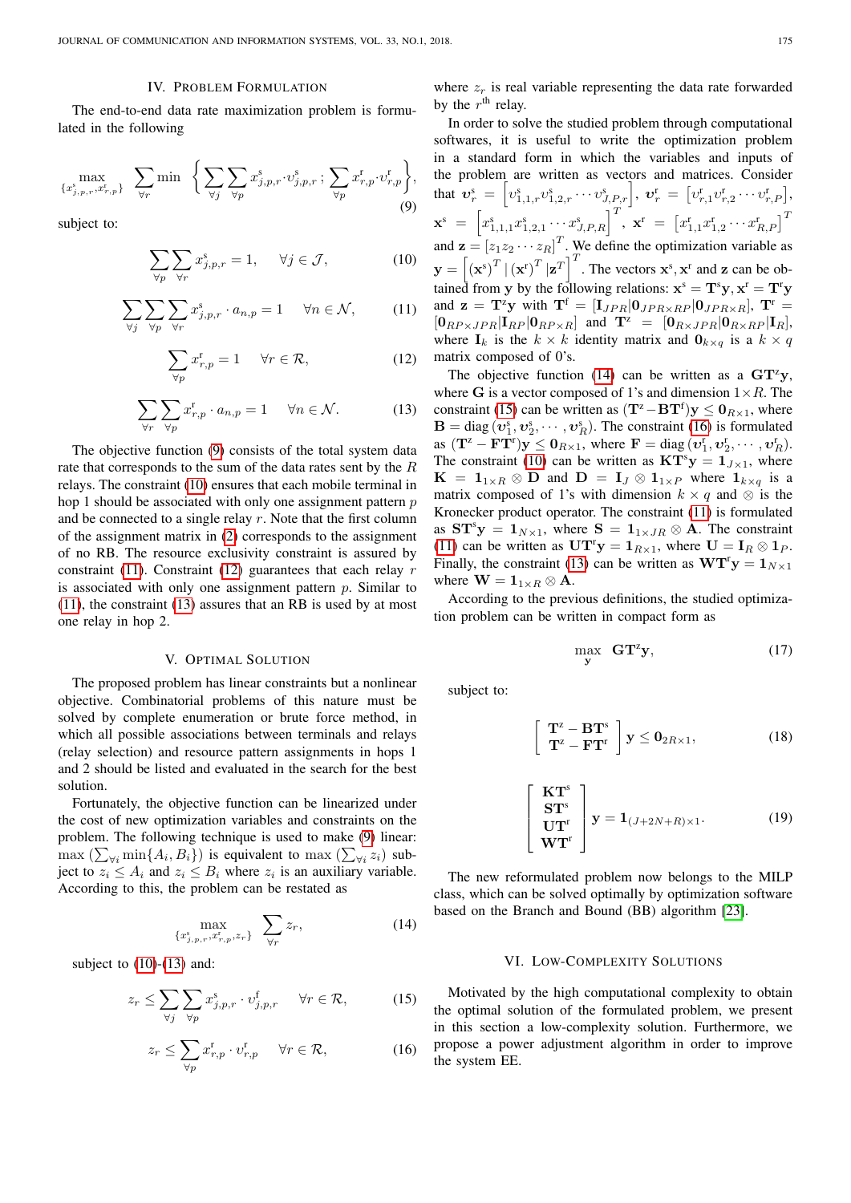## IV. PROBLEM FORMULATION

The end-to-end data rate maximization problem is formulated in the following

$$\max_{\{x^{\text{s}}_{j,p,r}, x^{\text{r}}_{r,p}\}} \sum_{\forall r} \min \left\{ \sum_{\forall j} \sum_{\forall p} x^{\text{s}}_{j,p,r} \cdot \upsilon^{\text{s}}_{j,p,r} \, ; \, \sum_{\forall p} x^{\text{r}}_{r,p} \cdot \upsilon^{\text{r}}_{r,p} \right\}, \tag{9}$$

subject to:

$$\sum_{\forall p} \sum_{\forall r} x^{\text{s}}_{j,p,r} = 1, \quad \forall j \in \mathcal{J}, \tag{10}$$

$$\sum_{\forall j} \sum_{\forall p} \sum_{\forall r} x^{\text{s}}_{j,p,r} \cdot a_{n,p} = 1 \quad \forall n \in \mathcal{N}, \tag{11}$$

$$\sum_{\forall p} x^{\text{r}}_{r,p} = 1 \quad \forall r \in \mathcal{R}, \tag{12}$$

$$\sum_{\forall r} \sum_{\forall p} x^{\text{r}}_{r,p} \cdot a_{n,p} = 1 \quad \forall n \in \mathcal{N}. \tag{13}$$

The objective function (9) consists of the total system data rate that corresponds to the sum of the data rates sent by the $R$ relays. The constraint (10) ensures that each mobile terminal in hop 1 should be associated with only one assignment pattern $p$ and be connected to a single relay $r$. Note that the first column of the assignment matrix in (2) corresponds to the assignment of no RB. The resource exclusivity constraint is assured by constraint (11). Constraint (12) guarantees that each relay $r$ is associated with only one assignment pattern $p$. Similar to (11), the constraint (13) assures that an RB is used by at most one relay in hop 2.

## V. OPTIMAL SOLUTION

The proposed problem has linear constraints but a nonlinear objective. Combinatorial problems of this nature must be solved by complete enumeration or brute force method, in which all possible associations between terminals and relays (relay selection) and resource pattern assignments in hops 1 and 2 should be listed and evaluated in the search for the best solution.

Fortunately, the objective function can be linearized under the cost of new optimization variables and constraints on the problem. The following technique is used to make (9) linear: $\max\left(\sum_{\forall i} \min\{A_i, B_i\}\right)$ is equivalent to $\max\left(\sum_{\forall i} z_i\right)$ subject to $z_i \leq A_i$ and $z_i \leq B_i$ where $z_i$ is an auxiliary variable. According to this, the problem can be restated as

$$\max_{\{x^{\text{s}}_{j,p,r}, x^{\text{r}}_{r,p}, z_r\}} \sum_{\forall r} z_r, \tag{14}$$

subject to (10)-(13) and:

$$z_r \leq \sum_{\forall j} \sum_{\forall p} x^{\text{s}}_{j,p,r} \cdot \upsilon^{\text{f}}_{j,p,r} \quad \forall r \in \mathcal{R}, \tag{15}$$

$$z_r \leq \sum_{\forall p} x^{\text{r}}_{r,p} \cdot \upsilon^{\text{r}}_{r,p} \quad \forall r \in \mathcal{R}, \tag{16}$$

where $z_r$ is real variable representing the data rate forwarded by the $r^{\text{th}}$ relay.

In order to solve the studied problem through computational softwares, it is useful to write the optimization problem in a standard form in which the variables and inputs of the problem are written as vectors and matrices. Consider that $\boldsymbol{\upsilon}^{\text{s}}_r = \left[\upsilon^{\text{s}}_{1,1,r} \upsilon^{\text{s}}_{1,2,r} \cdots \upsilon^{\text{s}}_{J,P,r}\right]$, $\boldsymbol{\upsilon}^{\text{r}}_r = \left[\upsilon^{\text{r}}_{r,1} \upsilon^{\text{r}}_{r,2} \cdots \upsilon^{\text{r}}_{r,P}\right]$, $\mathbf{x}^{\text{s}} = \left[x^{\text{s}}_{1,1,1} x^{\text{s}}_{1,2,1} \cdots x^{\text{s}}_{J,P,R}\right]^T$, $\mathbf{x}^{\text{r}} = \left[x^{\text{r}}_{1,1} x^{\text{r}}_{1,2} \cdots x^{\text{r}}_{R,P}\right]^T$ and $\mathbf{z} = \left[z_1 z_2 \cdots z_R\right]^T$. We define the optimization variable as $\mathbf{y} = \left[(\mathbf{x}^{\text{s}})^T \,|\, (\mathbf{x}^{\text{r}})^T \,|\mathbf{z}^T\right]^T$. The vectors $\mathbf{x}^{\text{s}}, \mathbf{x}^{\text{r}}$ and $\mathbf{z}$ can be obtained from $\mathbf{y}$ by the following relations: $\mathbf{x}^{\text{s}} = \mathbf{T}^{\text{s}}\mathbf{y}$, $\mathbf{x}^{\text{r}} = \mathbf{T}^{\text{r}}\mathbf{y}$ and $\mathbf{z} = \mathbf{T}^{\text{z}}\mathbf{y}$ with $\mathbf{T}^{\text{f}} = [\mathbf{I}_{JPR}|\mathbf{0}_{JPR\times RP}|\mathbf{0}_{JPR\times R}]$, $\mathbf{T}^{\text{r}} = [\mathbf{0}_{RP\times JPR}|\mathbf{I}_{RP}|\mathbf{0}_{RP\times R}]$ and $\mathbf{T}^{\text{z}} = [\mathbf{0}_{R\times JPR}|\mathbf{0}_{R\times RP}|\mathbf{I}_R]$, where $\mathbf{I}_k$ is the $k \times k$ identity matrix and $\mathbf{0}_{k\times q}$ is a $k \times q$ matrix composed of 0's.

The objective function (14) can be written as a $\mathbf{G}\mathbf{T}^{\text{z}}\mathbf{y}$, where $\mathbf{G}$ is a vector composed of 1's and dimension $1\times R$. The constraint (15) can be written as $(\mathbf{T}^{\text{z}} - \mathbf{B}\mathbf{T}^{\text{f}})\mathbf{y} \leq \mathbf{0}_{R\times 1}$, where $\mathbf{B} = \text{diag}\left(\boldsymbol{\upsilon}^{\text{s}}_1, \boldsymbol{\upsilon}^{\text{s}}_2, \cdots, \boldsymbol{\upsilon}^{\text{s}}_R\right)$. The constraint (16) is formulated as $(\mathbf{T}^{\text{z}} - \mathbf{F}\mathbf{T}^{\text{r}})\mathbf{y} \leq \mathbf{0}_{R\times 1}$, where $\mathbf{F} = \text{diag}\left(\boldsymbol{\upsilon}^{\text{r}}_1, \boldsymbol{\upsilon}^{\text{r}}_2, \cdots, \boldsymbol{\upsilon}^{\text{r}}_R\right)$. The constraint (10) can be written as $\mathbf{K}\mathbf{T}^{\text{s}}\mathbf{y} = \mathbf{1}_{J\times 1}$, where $\mathbf{K} = \mathbf{1}_{1\times R} \otimes \mathbf{D}$ and $\mathbf{D} = \mathbf{I}_J \otimes \mathbf{1}_{1\times P}$ where $\mathbf{1}_{k\times q}$ is a matrix composed of 1's with dimension $k \times q$ and $\otimes$ is the Kronecker product operator. The constraint (11) is formulated as $\mathbf{S}\mathbf{T}^{\text{s}}\mathbf{y} = \mathbf{1}_{N\times 1}$, where $\mathbf{S} = \mathbf{1}_{1\times JR} \otimes \mathbf{A}$. The constraint (11) can be written as $\mathbf{U}\mathbf{T}^{\text{r}}\mathbf{y} = \mathbf{1}_{R\times 1}$, where $\mathbf{U} = \mathbf{I}_R \otimes \mathbf{1}_P$. Finally, the constraint (13) can be written as $\mathbf{W}\mathbf{T}^{\text{r}}\mathbf{y} = \mathbf{1}_{N\times 1}$ where $\mathbf{W} = \mathbf{1}_{1\times R} \otimes \mathbf{A}$.

According to the previous definitions, the studied optimization problem can be written in compact form as

$$\max_{\mathbf{y}} \; \mathbf{G}\mathbf{T}^{\text{z}}\mathbf{y}, \tag{17}$$

subject to:

$$\begin{bmatrix} \mathbf{T}^{\text{z}} - \mathbf{B}\mathbf{T}^{\text{s}} \\ \mathbf{T}^{\text{z}} - \mathbf{F}\mathbf{T}^{\text{r}} \end{bmatrix} \mathbf{y} \leq \mathbf{0}_{2R\times 1}, \tag{18}$$

$$\begin{bmatrix} \mathbf{K}\mathbf{T}^{\text{s}} \\ \mathbf{S}\mathbf{T}^{\text{s}} \\ \mathbf{U}\mathbf{T}^{\text{r}} \\ \mathbf{W}\mathbf{T}^{\text{r}} \end{bmatrix} \mathbf{y} = \mathbf{1}_{(J+2N+R)\times 1}. \tag{19}$$

The new reformulated problem now belongs to the MILP class, which can be solved optimally by optimization software based on the Branch and Bound (BB) algorithm [23].

## VI. LOW-COMPLEXITY SOLUTIONS

Motivated by the high computational complexity to obtain the optimal solution of the formulated problem, we present in this section a low-complexity solution. Furthermore, we propose a power adjustment algorithm in order to improve the system EE.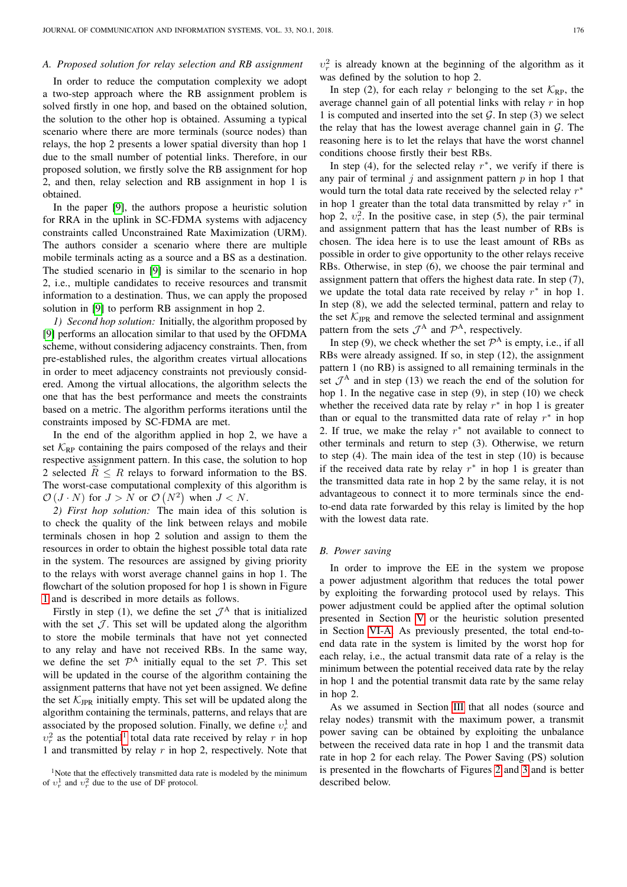### A. Proposed solution for relay selection and RB assignment

In order to reduce the computation complexity we adopt a two-step approach where the RB assignment problem is solved firstly in one hop, and based on the obtained solution, the solution to the other hop is obtained. Assuming a typical scenario where there are more terminals (source nodes) than relays, the hop 2 presents a lower spatial diversity than hop 1 due to the small number of potential links. Therefore, in our proposed solution, we firstly solve the RB assignment for hop 2, and then, relay selection and RB assignment in hop 1 is obtained.

In the paper [9], the authors propose a heuristic solution for RRA in the uplink in SC-FDMA systems with adjacency constraints called Unconstrained Rate Maximization (URM). The authors consider a scenario where there are multiple mobile terminals acting as a source and a BS as a destination. The studied scenario in [9] is similar to the scenario in hop 2, i.e., multiple candidates to receive resources and transmit information to a destination. Thus, we can apply the proposed solution in [9] to perform RB assignment in hop 2.

*1) Second hop solution:* Initially, the algorithm proposed by [9] performs an allocation similar to that used by the OFDMA scheme, without considering adjacency constraints. Then, from pre-established rules, the algorithm creates virtual allocations in order to meet adjacency constraints not previously considered. Among the virtual allocations, the algorithm selects the one that has the best performance and meets the constraints based on a metric. The algorithm performs iterations until the constraints imposed by SC-FDMA are met.

In the end of the algorithm applied in hop 2, we have a set $\mathcal{K}_{\text{RP}}$ containing the pairs composed of the relays and their respective assignment pattern. In this case, the solution to hop 2 selected $\widetilde{R} \leq R$ relays to forward information to the BS. The worst-case computational complexity of this algorithm is $\mathcal{O}\left(J \cdot N\right)$ for $J > N$ or $\mathcal{O}\left(N^2\right)$ when $J < N$.

*2) First hop solution:* The main idea of this solution is to check the quality of the link between relays and mobile terminals chosen in hop 2 solution and assign to them the resources in order to obtain the highest possible total data rate in the system. The resources are assigned by giving priority to the relays with worst average channel gains in hop 1. The flowchart of the solution proposed for hop 1 is shown in Figure 1 and is described in more details as follows.

Firstly in step (1), we define the set $\mathcal{J}^{\text{A}}$ that is initialized with the set $\mathcal{J}$. This set will be updated along the algorithm to store the mobile terminals that have not yet connected to any relay and have not received RBs. In the same way, we define the set $\mathcal{P}^{\text{A}}$ initially equal to the set $\mathcal{P}$. This set will be updated in the course of the algorithm containing the assignment patterns that have not yet been assigned. We define the set $\mathcal{K}_{\text{JPR}}$ initially empty. This set will be updated along the algorithm containing the terminals, patterns, and relays that are associated by the proposed solution. Finally, we define $v_r^1$ and $v_r^2$ as the potential[1] total data rate received by relay $r$ in hop 1 and transmitted by relay $r$ in hop 2, respectively. Note that $v_r^2$ is already known at the beginning of the algorithm as it was defined by the solution to hop 2.

In step (2), for each relay $r$ belonging to the set $\mathcal{K}_{\text{RP}}$, the average channel gain of all potential links with relay $r$ in hop 1 is computed and inserted into the set $\mathcal{G}$. In step (3) we select the relay that has the lowest average channel gain in $\mathcal{G}$. The reasoning here is to let the relays that have the worst channel conditions choose firstly their best RBs.

In step (4), for the selected relay $r^*$, we verify if there is any pair of terminal $j$ and assignment pattern $p$ in hop 1 that would turn the total data rate received by the selected relay $r^*$ in hop 1 greater than the total data transmitted by relay $r^*$ in hop 2, $v_r^2$. In the positive case, in step (5), the pair terminal and assignment pattern that has the least number of RBs is chosen. The idea here is to use the least amount of RBs as possible in order to give opportunity to the other relays receive RBs. Otherwise, in step (6), we choose the pair terminal and assignment pattern that offers the highest data rate. In step (7), we update the total data rate received by relay $r^*$ in hop 1. In step (8), we add the selected terminal, pattern and relay to the set $\mathcal{K}_{\text{JPR}}$ and remove the selected terminal and assignment pattern from the sets $\mathcal{J}^{\text{A}}$ and $\mathcal{P}^{\text{A}}$, respectively.

In step (9), we check whether the set $\mathcal{P}^{\text{A}}$ is empty, i.e., if all RBs were already assigned. If so, in step (12), the assignment pattern 1 (no RB) is assigned to all remaining terminals in the set $\mathcal{J}^{\text{A}}$ and in step (13) we reach the end of the solution for hop 1. In the negative case in step (9), in step (10) we check whether the received data rate by relay $r^*$ in hop 1 is greater than or equal to the transmitted data rate of relay $r^*$ in hop 2. If true, we make the relay $r^*$ not available to connect to other terminals and return to step (3). Otherwise, we return to step (4). The main idea of the test in step (10) is because if the received data rate by relay $r^*$ in hop 1 is greater than the transmitted data rate in hop 2 by the same relay, it is not advantageous to connect it to more terminals since the end-to-end data rate forwarded by this relay is limited by the hop with the lowest data rate.

### B. Power saving

In order to improve the EE in the system we propose a power adjustment algorithm that reduces the total power by exploiting the forwarding protocol used by relays. This power adjustment could be applied after the optimal solution presented in Section V or the heuristic solution presented in Section VI-A. As previously presented, the total end-to-end data rate in the system is limited by the worst hop for each relay, i.e., the actual transmit data rate of a relay is the minimum between the potential received data rate by the relay in hop 1 and the potential transmit data rate by the same relay in hop 2.

As we assumed in Section III that all nodes (source and relay nodes) transmit with the maximum power, a transmit power saving can be obtained by exploiting the unbalance between the received data rate in hop 1 and the transmit data rate in hop 2 for each relay. The Power Saving (PS) solution is presented in the flowcharts of Figures 2 and 3 and is better described below.

[1]Note that the effectively transmitted data rate is modeled by the minimum of $v_r^1$ and $v_r^2$ due to the use of DF protocol.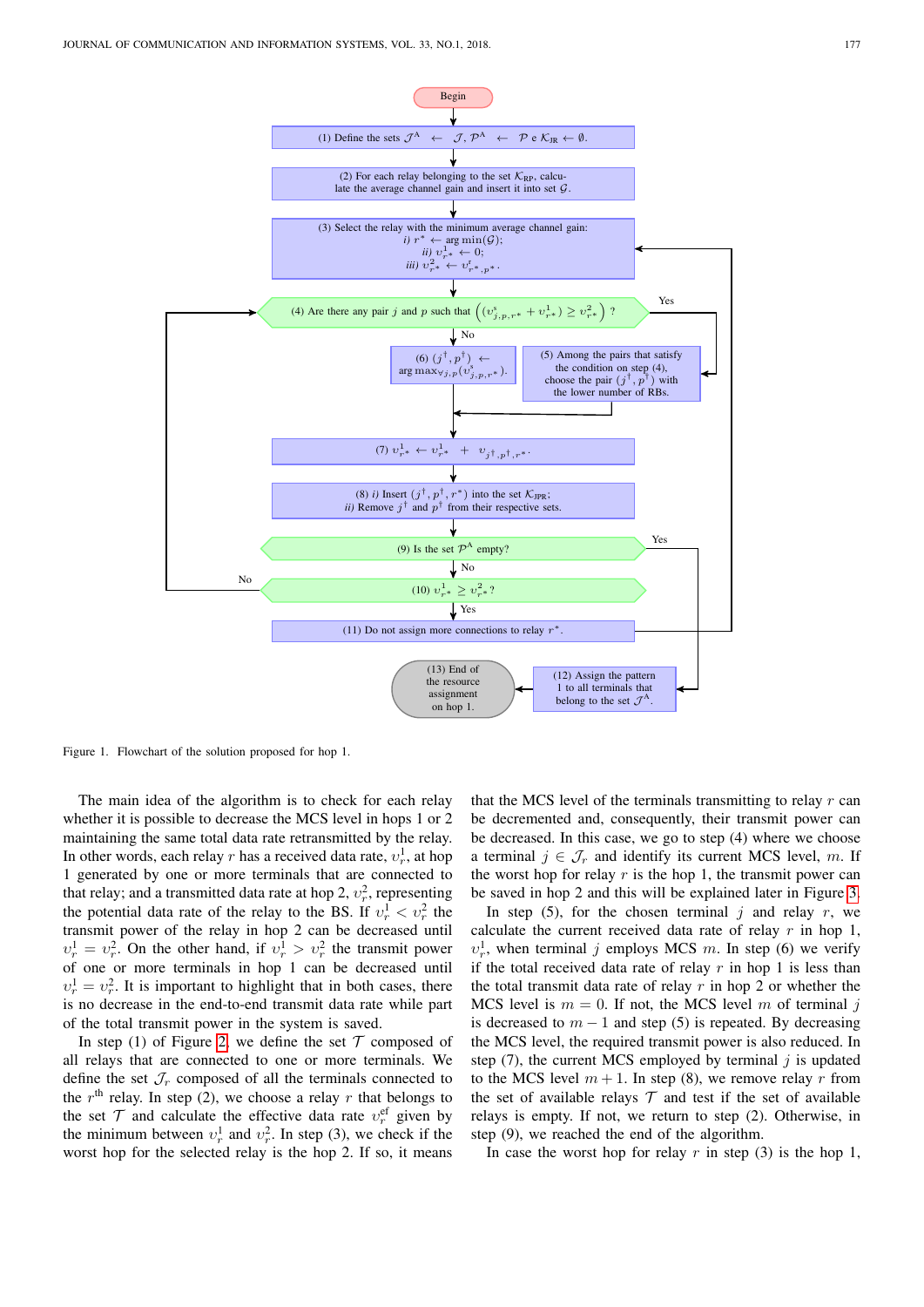Begin

(1) Define the sets $\mathcal{J}^{\mathrm{A}} \leftarrow \mathcal{J}$, $\mathcal{P}^{\mathrm{A}} \leftarrow \mathcal{P}$ e $\mathcal{K}_{\mathrm{JR}} \leftarrow \emptyset$.

(2) For each relay belonging to the set $\mathcal{K}_{\mathrm{RP}}$, calculate the average channel gain and insert it into set $\mathcal{G}$.

(3) Select the relay with the minimum average channel gain:
*i)* $r^* \leftarrow \arg\min(\mathcal{G})$;
*ii)* $\upsilon^1_{r^*} \leftarrow 0$;
*iii)* $\upsilon^2_{r^*} \leftarrow \upsilon^{\mathrm{r}}_{r^*,p^*}$.

(4) Are there any pair $j$ and $p$ such that $\left((\upsilon^{\mathrm{s}}_{j,p,r^*} + \upsilon^1_{r^*}) \geq \upsilon^2_{r^*}\right)$ ?

- Yes: (5) Among the pairs that satisfy the condition on step (4), choose the pair $(j^\dagger, p^\dagger)$ with the lower number of RBs.
- No: (6) $(j^\dagger, p^\dagger) \leftarrow \arg\max_{\forall j,p}(\upsilon^{\mathrm{s}}_{j,p,r^*})$.

(7) $\upsilon^1_{r^*} \leftarrow \upsilon^1_{r^*} + \upsilon_{j^\dagger,p^\dagger,r^*}$.

(8) *i)* Insert $(j^\dagger, p^\dagger, r^*)$ into the set $\mathcal{K}_{\mathrm{JPR}}$;
*ii)* Remove $j^\dagger$ and $p^\dagger$ from their respective sets.

(9) Is the set $\mathcal{P}^{\mathrm{A}}$ empty?

- Yes: (12) Assign the pattern 1 to all terminals that belong to the set $\mathcal{J}^{\mathrm{A}}$. → (13) End of the resource assignment on hop 1.
- No: (10) $\upsilon^1_{r^*} \geq \upsilon^2_{r^*}$?
  - No: return to step (4).
  - Yes: (11) Do not assign more connections to relay $r^*$. → return to step (3).

Figure 1. Flowchart of the solution proposed for hop 1.

The main idea of the algorithm is to check for each relay whether it is possible to decrease the MCS level in hops 1 or 2 maintaining the same total data rate retransmitted by the relay. In other words, each relay $r$ has a received data rate, $\upsilon^1_r$, at hop 1 generated by one or more terminals that are connected to that relay; and a transmitted data rate at hop 2, $\upsilon^2_r$, representing the potential data rate of the relay to the BS. If $\upsilon^1_r < \upsilon^2_r$ the transmit power of the relay in hop 2 can be decreased until $\upsilon^1_r = \upsilon^2_r$. On the other hand, if $\upsilon^1_r > \upsilon^2_r$ the transmit power of one or more terminals in hop 1 can be decreased until $\upsilon^1_r = \upsilon^2_r$. It is important to highlight that in both cases, there is no decrease in the end-to-end transmit data rate while part of the total transmit power in the system is saved.

In step (1) of Figure 2, we define the set $\mathcal{T}$ composed of all relays that are connected to one or more terminals. We define the set $\mathcal{J}_r$ composed of all the terminals connected to the $r^{\text{th}}$ relay. In step (2), we choose a relay $r$ that belongs to the set $\mathcal{T}$ and calculate the effective data rate $\upsilon^{\mathrm{ef}}_r$ given by the minimum between $\upsilon^1_r$ and $\upsilon^2_r$. In step (3), we check if the worst hop for the selected relay is the hop 2. If so, it means that the MCS level of the terminals transmitting to relay $r$ can be decremented and, consequently, their transmit power can be decreased. In this case, we go to step (4) where we choose a terminal $j \in \mathcal{J}_r$ and identify its current MCS level, $m$. If the worst hop for relay $r$ is the hop 1, the transmit power can be saved in hop 2 and this will be explained later in Figure 3.

In step (5), for the chosen terminal $j$ and relay $r$, we calculate the current received data rate of relay $r$ in hop 1, $\upsilon^1_r$, when terminal $j$ employs MCS $m$. In step (6) we verify if the total received data rate of relay $r$ in hop 1 is less than the total transmit data rate of relay $r$ in hop 2 or whether the MCS level is $m = 0$. If not, the MCS level $m$ of terminal $j$ is decreased to $m-1$ and step (5) is repeated. By decreasing the MCS level, the required transmit power is also reduced. In step (7), the current MCS employed by terminal $j$ is updated to the MCS level $m+1$. In step (8), we remove relay $r$ from the set of available relays $\mathcal{T}$ and test if the set of available relays is empty. If not, we return to step (2). Otherwise, in step (9), we reached the end of the algorithm.

In case the worst hop for relay $r$ in step (3) is the hop 1,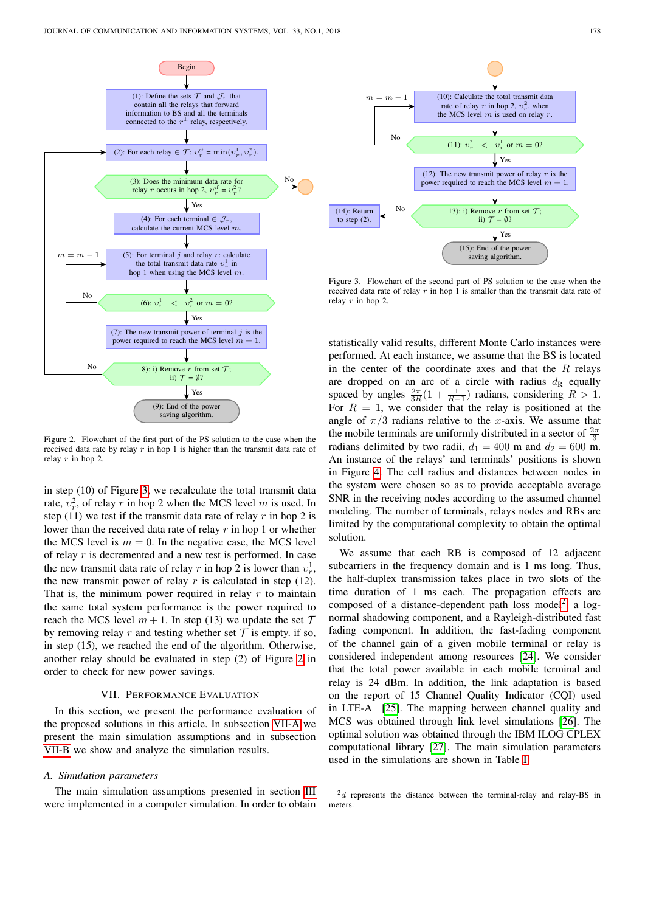Figure 2. Flowchart of the first part of the PS solution to the case when the received data rate by relay $r$ in hop 1 is higher than the transmit data rate of relay $r$ in hop 2.

in step (10) of Figure 3, we recalculate the total transmit data rate, $\upsilon_r^2$, of relay $r$ in hop 2 when the MCS level $m$ is used. In step (11) we test if the transmit data rate of relay $r$ in hop 2 is lower than the received data rate of relay $r$ in hop 1 or whether the MCS level is $m = 0$. In the negative case, the MCS level of relay $r$ is decremented and a new test is performed. In case the new transmit data rate of relay $r$ in hop 2 is lower than $\upsilon_r^1$, the new transmit power of relay $r$ is calculated in step (12). That is, the minimum power required in relay $r$ to maintain the same total system performance is the power required to reach the MCS level $m+1$. In step (13) we update the set $\mathcal{T}$ by removing relay $r$ and testing whether set $\mathcal{T}$ is empty. if so, in step (15), we reached the end of the algorithm. Otherwise, another relay should be evaluated in step (2) of Figure 2 in order to check for new power savings.

## VII. Performance Evaluation

In this section, we present the performance evaluation of the proposed solutions in this article. In subsection VII-A we present the main simulation assumptions and in subsection VII-B we show and analyze the simulation results.

### A. Simulation parameters

The main simulation assumptions presented in section III were implemented in a computer simulation. In order to obtain

Figure 3. Flowchart of the second part of PS solution to the case when the received data rate of relay $r$ in hop 1 is smaller than the transmit data rate of relay $r$ in hop 2.

statistically valid results, different Monte Carlo instances were performed. At each instance, we assume that the BS is located in the center of the coordinate axes and that the $R$ relays are dropped on an arc of a circle with radius $d_{\text{R}}$ equally spaced by angles $\frac{2\pi}{3R}(1+\frac{1}{R-1})$ radians, considering $R > 1$. For $R = 1$, we consider that the relay is positioned at the angle of $\pi/3$ radians relative to the $x$-axis. We assume that the mobile terminals are uniformly distributed in a sector of $\frac{2\pi}{3}$ radians delimited by two radii, $d_1 = 400$ m and $d_2 = 600$ m. An instance of the relays' and terminals' positions is shown in Figure 4. The cell radius and distances between nodes in the system were chosen so as to provide acceptable average SNR in the receiving nodes according to the assumed channel modeling. The number of terminals, relays nodes and RBs are limited by the computational complexity to obtain the optimal solution.

We assume that each RB is composed of 12 adjacent subcarriers in the frequency domain and is 1 ms long. Thus, the half-duplex transmission takes place in two slots of the time duration of 1 ms each. The propagation effects are composed of a distance-dependent path loss model[2], a log-normal shadowing component, and a Rayleigh-distributed fast fading component. In addition, the fast-fading component of the channel gain of a given mobile terminal or relay is considered independent among resources [24]. We consider that the total power available in each mobile terminal and relay is 24 dBm. In addition, the link adaptation is based on the report of 15 Channel Quality Indicator (CQI) used in LTE-A [25]. The mapping between channel quality and MCS was obtained through link level simulations [26]. The optimal solution was obtained through the IBM ILOG CPLEX computational library [27]. The main simulation parameters used in the simulations are shown in Table I.

[2] $d$ represents the distance between the terminal-relay and relay-BS in meters.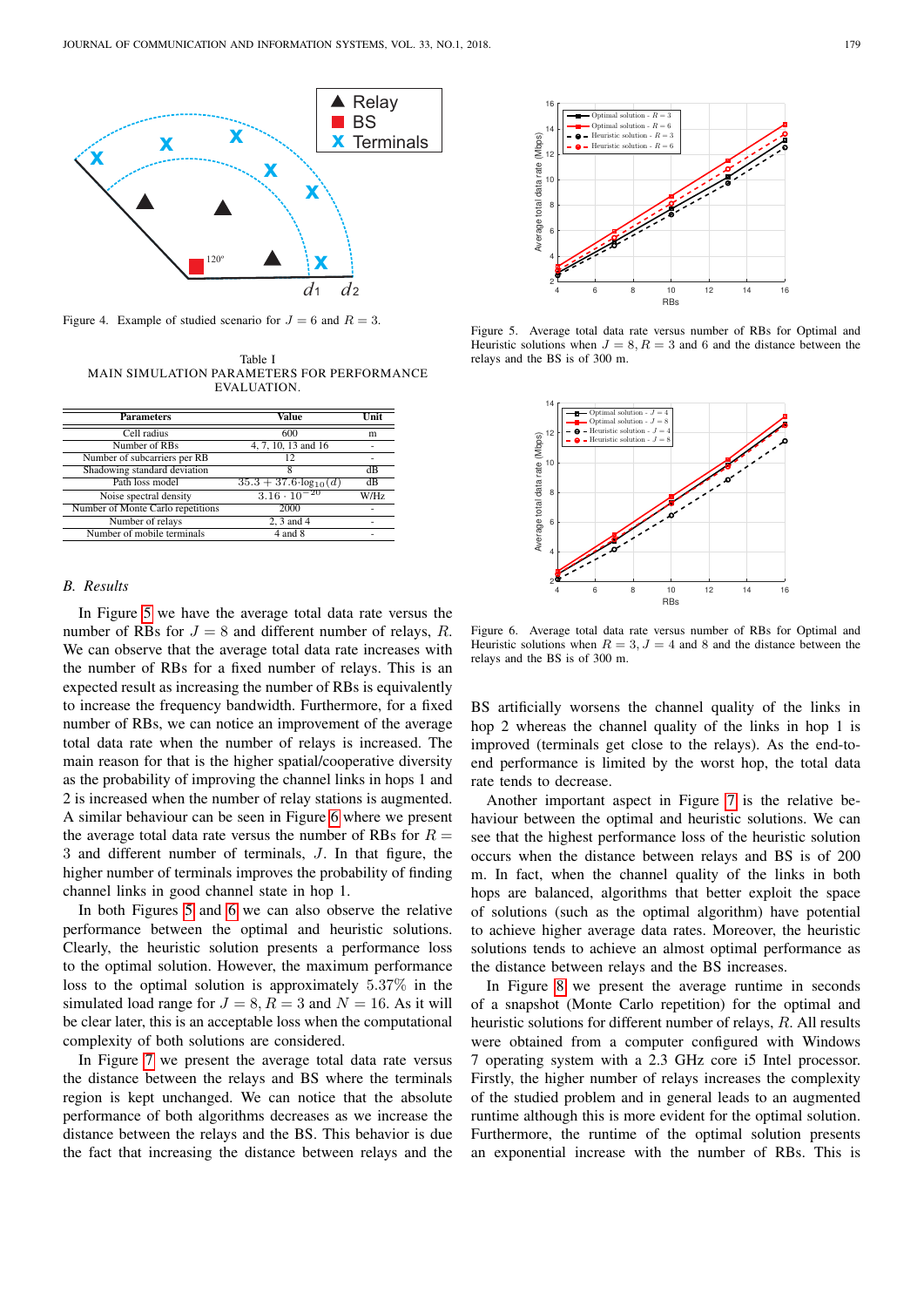Figure 4. Example of studied scenario for $J = 6$ and $R = 3$.

Table I
MAIN SIMULATION PARAMETERS FOR PERFORMANCE EVALUATION.

| Parameters | Value | Unit |
|---|---|---|
| Cell radius | 600 | m |
| Number of RBs | 4, 7, 10, 13 and 16 | - |
| Number of subcarriers per RB | 12 | - |
| Shadowing standard deviation | 8 | dB |
| Path loss model | $35.3 + 37.6 \cdot \log_{10}(d)$ | dB |
| Noise spectral density | $3.16 \cdot 10^{-20}$ | W/Hz |
| Number of Monte Carlo repetitions | 2000 | - |
| Number of relays | 2, 3 and 4 | - |
| Number of mobile terminals | 4 and 8 | - |

### B. Results

In Figure 5 we have the average total data rate versus the number of RBs for $J = 8$ and different number of relays, $R$. We can observe that the average total data rate increases with the number of RBs for a fixed number of relays. This is an expected result as increasing the number of RBs is equivalently to increase the frequency bandwidth. Furthermore, for a fixed number of RBs, we can notice an improvement of the average total data rate when the number of relays is increased. The main reason for that is the higher spatial/cooperative diversity as the probability of improving the channel links in hops 1 and 2 is increased when the number of relay stations is augmented. A similar behaviour can be seen in Figure 6 where we present the average total data rate versus the number of RBs for $R = 3$ and different number of terminals, $J$. In that figure, the higher number of terminals improves the probability of finding channel links in good channel state in hop 1.

In both Figures 5 and 6 we can also observe the relative performance between the optimal and heuristic solutions. Clearly, the heuristic solution presents a performance loss to the optimal solution. However, the maximum performance loss to the optimal solution is approximately 5.37% in the simulated load range for $J = 8$, $R = 3$ and $N = 16$. As it will be clear later, this is an acceptable loss when the computational complexity of both solutions are considered.

In Figure 7 we present the average total data rate versus the distance between the relays and BS where the terminals region is kept unchanged. We can notice that the absolute performance of both algorithms decreases as we increase the distance between the relays and the BS. This behavior is due the fact that increasing the distance between relays and the BS artificially worsens the channel quality of the links in hop 2 whereas the channel quality of the links in hop 1 is improved (terminals get close to the relays). As the end-to-end performance is limited by the worst hop, the total data rate tends to decrease.

Figure 5. Average total data rate versus number of RBs for Optimal and Heuristic solutions when $J = 8$, $R = 3$ and 6 and the distance between the relays and the BS is of 300 m.

Figure 6. Average total data rate versus number of RBs for Optimal and Heuristic solutions when $R = 3$, $J = 4$ and 8 and the distance between the relays and the BS is of 300 m.

Another important aspect in Figure 7 is the relative behaviour between the optimal and heuristic solutions. We can see that the highest performance loss of the heuristic solution occurs when the distance between relays and BS is of 200 m. In fact, when the channel quality of the links in both hops are balanced, algorithms that better exploit the space of solutions (such as the optimal algorithm) have potential to achieve higher average data rates. Moreover, the heuristic solutions tends to achieve an almost optimal performance as the distance between relays and the BS increases.

In Figure 8 we present the average runtime in seconds of a snapshot (Monte Carlo repetition) for the optimal and heuristic solutions for different number of relays, $R$. All results were obtained from a computer configured with Windows 7 operating system with a 2.3 GHz core i5 Intel processor. Firstly, the higher number of relays increases the complexity of the studied problem and in general leads to an augmented runtime although this is more evident for the optimal solution. Furthermore, the runtime of the optimal solution presents an exponential increase with the number of RBs. This is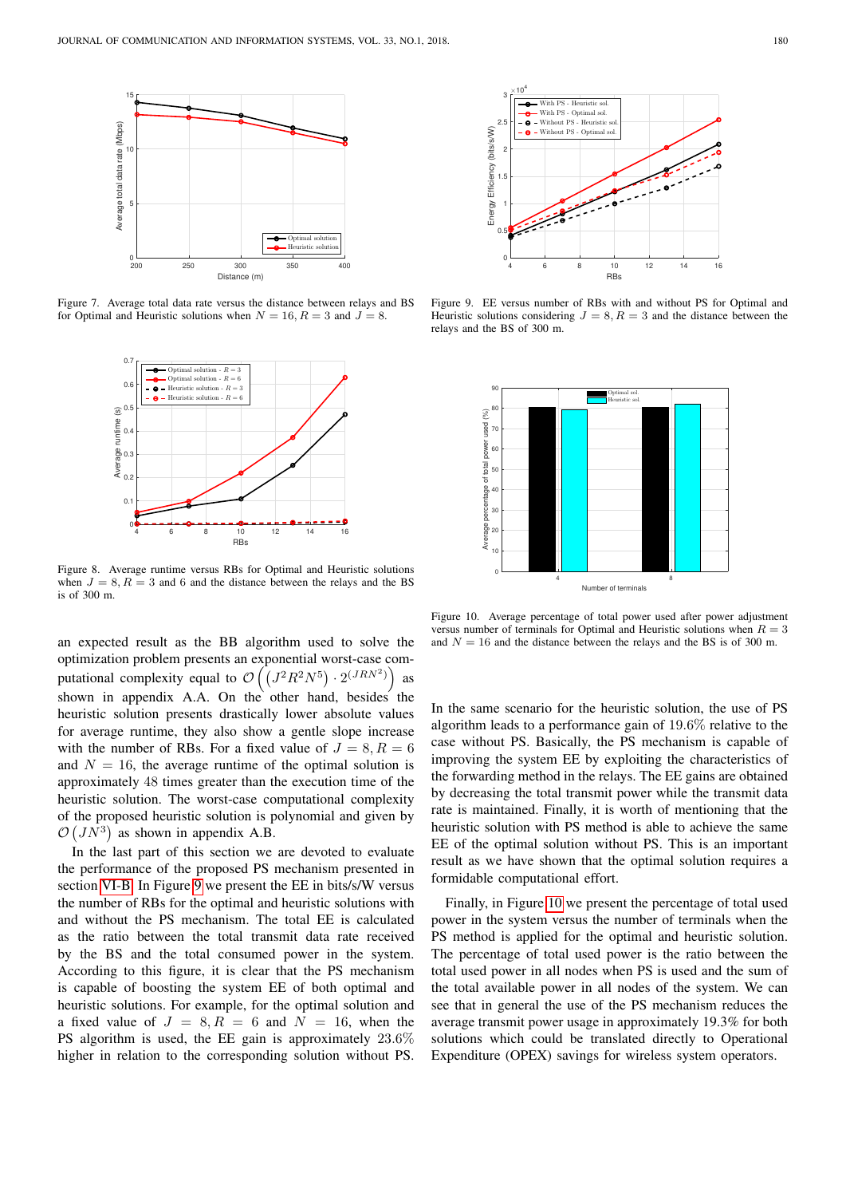Figure 7. Average total data rate versus the distance between relays and BS for Optimal and Heuristic solutions when $N = 16, R = 3$ and $J = 8$.

Figure 8. Average runtime versus RBs for Optimal and Heuristic solutions when $J = 8, R = 3$ and 6 and the distance between the relays and the BS is of 300 m.

an expected result as the BB algorithm used to solve the optimization problem presents an exponential worst-case computational complexity equal to $\mathcal{O}\left(\left(J^2R^2N^5\right) \cdot 2^{(JRN^2)}\right)$ as shown in appendix A.A. On the other hand, besides the heuristic solution presents drastically lower absolute values for average runtime, they also show a gentle slope increase with the number of RBs. For a fixed value of $J = 8, R = 6$ and $N = 16$, the average runtime of the optimal solution is approximately 48 times greater than the execution time of the heuristic solution. The worst-case computational complexity of the proposed heuristic solution is polynomial and given by $\mathcal{O}\left(JN^3\right)$ as shown in appendix A.B.

In the last part of this section we are devoted to evaluate the performance of the proposed PS mechanism presented in section VI-B. In Figure 9 we present the EE in bits/s/W versus the number of RBs for the optimal and heuristic solutions with and without the PS mechanism. The total EE is calculated as the ratio between the total transmit data rate received by the BS and the total consumed power in the system. According to this figure, it is clear that the PS mechanism is capable of boosting the system EE of both optimal and heuristic solutions. For example, for the optimal solution and a fixed value of $J = 8, R = 6$ and $N = 16$, when the PS algorithm is used, the EE gain is approximately 23.6% higher in relation to the corresponding solution without PS.

Figure 9. EE versus number of RBs with and without PS for Optimal and Heuristic solutions considering $J = 8, R = 3$ and the distance between the relays and the BS of 300 m.

Figure 10. Average percentage of total power used after power adjustment versus number of terminals for Optimal and Heuristic solutions when $R = 3$ and $N = 16$ the distance between the relays and the BS is of 300 m.

In the same scenario for the heuristic solution, the use of PS algorithm leads to a performance gain of 19.6% relative to the case without PS. Basically, the PS mechanism is capable of improving the system EE by exploiting the characteristics of the forwarding method in the relays. The EE gains are obtained by decreasing the total transmit power while the transmit data rate is maintained. Finally, it is worth of mentioning that the heuristic solution with PS method is able to achieve the same EE of the optimal solution without PS. This is an important result as we have shown that the optimal solution requires a formidable computational effort.

Finally, in Figure 10 we present the percentage of total used power in the system versus the number of terminals when the PS method is applied for the optimal and heuristic solution. The percentage of total used power is the ratio between the total used power in all nodes when PS is used and the sum of the total available power in all nodes of the system. We can see that in general the use of the PS mechanism reduces the average transmit power usage in approximately 19.3% for both solutions which could be translated directly to Operational Expenditure (OPEX) savings for wireless system operators.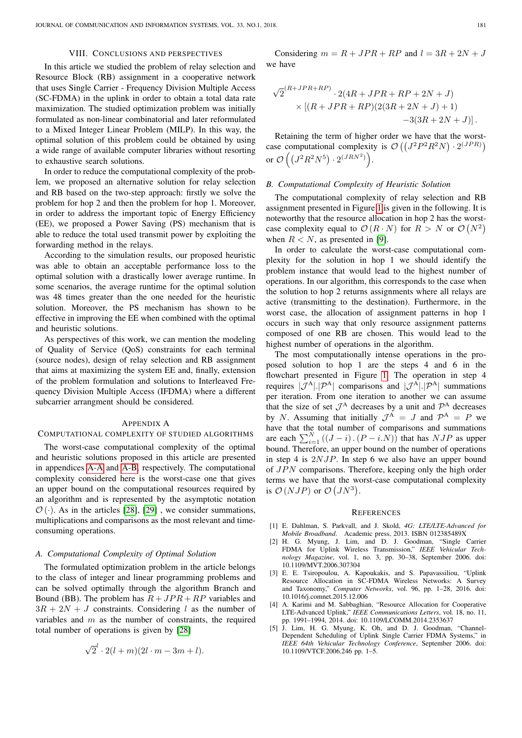## VIII. Conclusions and Perspectives

In this article we studied the problem of relay selection and Resource Block (RB) assignment in a cooperative network that uses Single Carrier - Frequency Division Multiple Access (SC-FDMA) in the uplink in order to obtain a total data rate maximization. The studied optimization problem was initially formulated as non-linear combinatorial and later reformulated to a Mixed Integer Linear Problem (MILP). In this way, the optimal solution of this problem could be obtained by using a wide range of available computer libraries without resorting to exhaustive search solutions.

In order to reduce the computational complexity of the problem, we proposed an alternative solution for relay selection and RB based on the two-step approach: firstly we solve the problem for hop 2 and then the problem for hop 1. Moreover, in order to address the important topic of Energy Efficiency (EE), we proposed a Power Saving (PS) mechanism that is able to reduce the total used transmit power by exploiting the forwarding method in the relays.

According to the simulation results, our proposed heuristic was able to obtain an acceptable performance loss to the optimal solution with a drastically lower average runtime. In some scenarios, the average runtime for the optimal solution was 48 times greater than the one needed for the heuristic solution. Moreover, the PS mechanism has shown to be effective in improving the EE when combined with the optimal and heuristic solutions.

As perspectives of this work, we can mention the modeling of Quality of Service (QoS) constraints for each terminal (source nodes), design of relay selection and RB assignment that aims at maximizing the system EE and, finally, extension of the problem formulation and solutions to Interleaved Frequency Division Multiple Access (IFDMA) where a different subcarrier arrangement should be considered.

## Appendix A
### Computational Complexity of Studied Algorithms

The worst-case computational complexity of the optimal and heuristic solutions proposed in this article are presented in appendices A-A and A-B, respectively. The computational complexity considered here is the worst-case one that gives an upper bound on the computational resources required by an algorithm and is represented by the asymptotic notation $\mathcal{O}(\cdot)$. As in the articles [28], [29] , we consider summations, multiplications and comparisons as the most relevant and time-consuming operations.

### A. Computational Complexity of Optimal Solution

The formulated optimization problem in the article belongs to the class of integer and linear programming problems and can be solved optimally through the algorithm Branch and Bound (BB). The problem has $R + JPR + RP$ variables and $3R + 2N + J$ constraints. Considering $l$ as the number of variables and $m$ as the number of constraints, the required total number of operations is given by [28]

$$\sqrt{2}^{l} \cdot 2(l + m)(2l \cdot m - 3m + l).$$

Considering $m = R + JPR + RP$ and $l = 3R + 2N + J$ we have

$$\sqrt{2}^{(R+JPR+RP)} \cdot 2(4R + JPR + RP + 2N + J) \times [(R + JPR + RP)(2(3R + 2N + J) + 1) - 3(3R + 2N + J)].$$

Retaining the term of higher order we have that the worst-case computational complexity is $\mathcal{O}\left(\left(J^2P^2R^2N\right) \cdot 2^{(JPR)}\right)$ or $\mathcal{O}\left(\left(J^2R^2N^5\right) \cdot 2^{(JRN^2)}\right)$.

### B. Computational Complexity of Heuristic Solution

The computational complexity of relay selection and RB assignment presented in Figure 1 is given in the following. It is noteworthy that the resource allocation in hop 2 has the worst-case complexity equal to $\mathcal{O}(R \cdot N)$ for $R > N$ or $\mathcal{O}(N^2)$ when $R < N$, as presented in [9].

In order to calculate the worst-case computational complexity for the solution in hop 1 we should identify the problem instance that would lead to the highest number of operations. In our algorithm, this corresponds to the case when the solution to hop 2 returns assignments where all relays are active (transmitting to the destination). Furthermore, in the worst case, the allocation of assignment patterns in hop 1 occurs in such way that only resource assignment patterns composed of one RB are chosen. This would lead to the highest number of operations in the algorithm.

The most computationally intense operations in the proposed solution to hop 1 are the steps 4 and 6 in the flowchart presented in Figure 1. The operation in step 4 requires $|\mathcal{J}^{\text{A}}|.|\mathcal{P}^{\text{A}}|$ comparisons and $|\mathcal{J}^{\text{A}}|.|\mathcal{P}^{\text{A}}|$ summations per iteration. From one iteration to another we can assume that the size of set $\mathcal{J}^{\text{A}}$ decreases by a unit and $\mathcal{P}^{\text{A}}$ decreases by $N$. Assuming that initially $\mathcal{J}^{\text{A}} = J$ and $\mathcal{P}^{\text{A}} = P$ we have that the total number of comparisons and summations are each $\sum_{i=1}^{N} \left((J - i) . (P - i.N)\right)$ that has $NJP$ as upper bound. Therefore, an upper bound on the number of operations in step 4 is $2NJP$. In step 6 we also have an upper bound of $JPN$ comparisons. Therefore, keeping only the high order terms we have that the worst-case computational complexity is $\mathcal{O}(NJP)$ or $\mathcal{O}(JN^3)$.

## References

[1] E. Dahlman, S. Parkvall, and J. Skold, *4G: LTE/LTE-Advanced for Mobile Broadband*. Academic press, 2013. ISBN 012385489X

[2] H. G. Myung, J. Lim, and D. J. Goodman, "Single Carrier FDMA for Uplink Wireless Transmission," *IEEE Vehicular Technology Magazine*, vol. 1, no. 3, pp. 30–38, September 2006. doi: 10.1109/MVT.2006.307304

[3] E. E. Tsiropoulou, A. Kapoukakis, and S. Papavassiliou, "Uplink Resource Allocation in SC-FDMA Wireless Networks: A Survey and Taxonomy," *Computer Networks*, vol. 96, pp. 1–28, 2016. doi: 10.1016/j.comnet.2015.12.006

[4] A. Karimi and M. Sabbaghian, "Resource Allocation for Cooperative LTE-Advanced Uplink," *IEEE Communications Letters*, vol. 18, no. 11, pp. 1991–1994, 2014. doi: 10.1109/LCOMM.2014.2353637

[5] J. Lim, H. G. Myung, K. Oh, and D. J. Goodman, "Channel-Dependent Scheduling of Uplink Single Carrier FDMA Systems," in *IEEE 64th Vehicular Technology Conference*, September 2006. doi: 10.1109/VTCF.2006.246 pp. 1–5.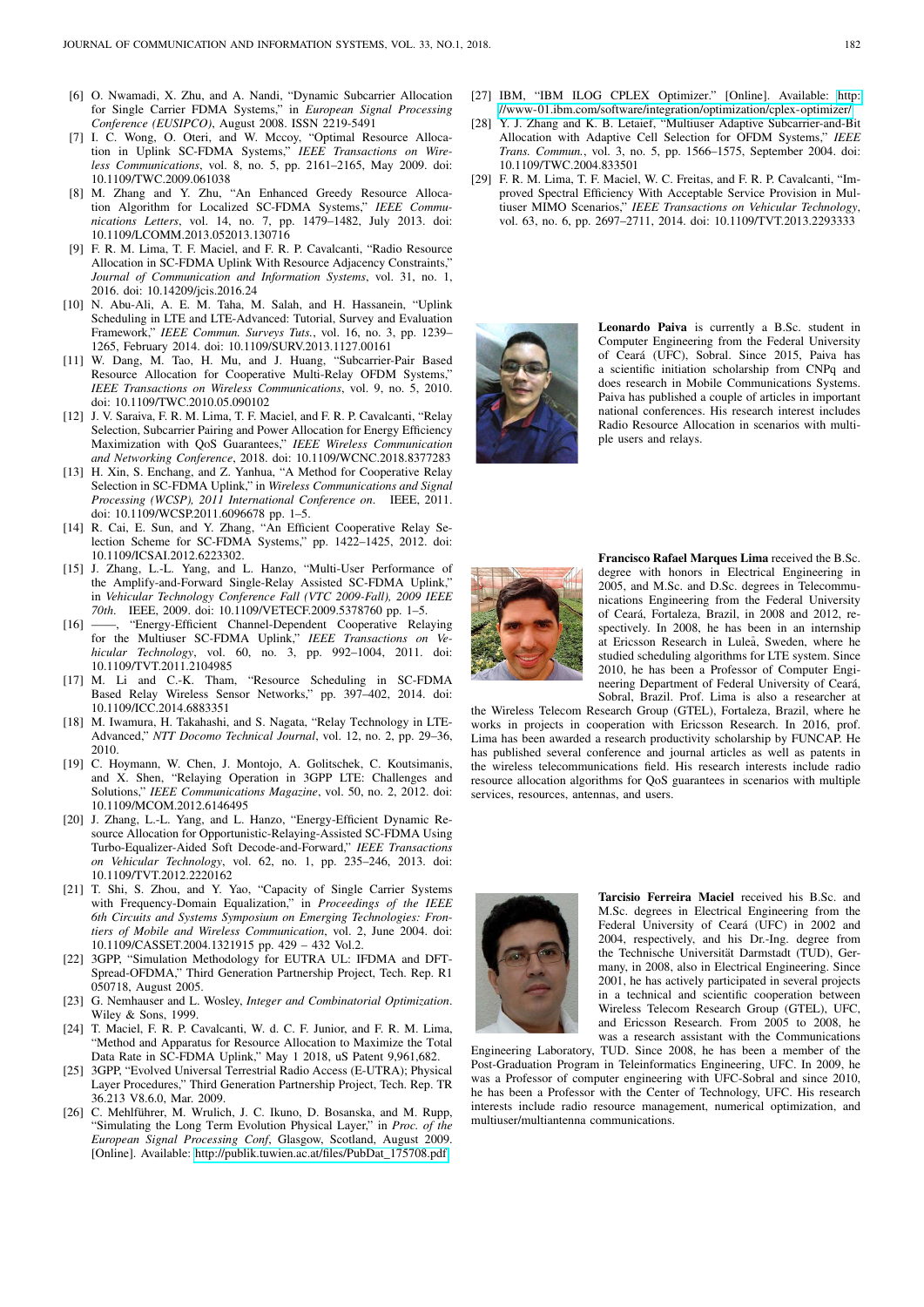[6] O. Nwamadi, X. Zhu, and A. Nandi, "Dynamic Subcarrier Allocation for Single Carrier FDMA Systems," in *European Signal Processing Conference (EUSIPCO)*, August 2008. ISSN 2219-5491

[7] I. C. Wong, O. Oteri, and W. Mccoy, "Optimal Resource Allocation in Uplink SC-FDMA Systems," *IEEE Transactions on Wireless Communications*, vol. 8, no. 5, pp. 2161–2165, May 2009. doi: 10.1109/TWC.2009.061038

[8] M. Zhang and Y. Zhu, "An Enhanced Greedy Resource Allocation Algorithm for Localized SC-FDMA Systems," *IEEE Communications Letters*, vol. 14, no. 7, pp. 1479–1482, July 2013. doi: 10.1109/LCOMM.2013.052013.130716

[9] F. R. M. Lima, T. F. Maciel, and F. R. P. Cavalcanti, "Radio Resource Allocation in SC-FDMA Uplink With Resource Adjacency Constraints," *Journal of Communication and Information Systems*, vol. 31, no. 1, 2016. doi: 10.14209/jcis.2016.24

[10] N. Abu-Ali, A. E. M. Taha, M. Salah, and H. Hassanein, "Uplink Scheduling in LTE and LTE-Advanced: Tutorial, Survey and Evaluation Framework," *IEEE Commun. Surveys Tuts.*, vol. 16, no. 3, pp. 1239–1265, February 2014. doi: 10.1109/SURV.2013.1127.00161

[11] W. Dang, M. Tao, H. Mu, and J. Huang, "Subcarrier-Pair Based Resource Allocation for Cooperative Multi-Relay OFDM Systems," *IEEE Transactions on Wireless Communications*, vol. 9, no. 5, 2010. doi: 10.1109/TWC.2010.05.090102

[12] J. V. Saraiva, F. R. M. Lima, T. F. Maciel, and F. R. P. Cavalcanti, "Relay Selection, Subcarrier Pairing and Power Allocation for Energy Efficiency Maximization with QoS Guarantees," *IEEE Wireless Communication and Networking Conference*, 2018. doi: 10.1109/WCNC.2018.8377283

[13] H. Xin, S. Enchang, and Z. Yanhua, "A Method for Cooperative Relay Selection in SC-FDMA Uplink," in *Wireless Communications and Signal Processing (WCSP), 2011 International Conference on*. IEEE, 2011. doi: 10.1109/WCSP.2011.6096678 pp. 1–5.

[14] R. Cai, E. Sun, and Y. Zhang, "An Efficient Cooperative Relay Selection Scheme for SC-FDMA Systems," pp. 1422–1425, 2012. doi: 10.1109/ICSAI.2012.6223302.

[15] J. Zhang, L.-L. Yang, and L. Hanzo, "Multi-User Performance of the Amplify-and-Forward Single-Relay Assisted SC-FDMA Uplink," in *Vehicular Technology Conference Fall (VTC 2009-Fall), 2009 IEEE 70th*. IEEE, 2009. doi: 10.1109/VETECF.2009.5378760 pp. 1–5.

[16] ——, "Energy-Efficient Channel-Dependent Cooperative Relaying for the Multiuser SC-FDMA Uplink," *IEEE Transactions on Vehicular Technology*, vol. 60, no. 3, pp. 992–1004, 2011. doi: 10.1109/TVT.2011.2104985

[17] M. Li and C.-K. Tham, "Resource Scheduling in SC-FDMA Based Relay Wireless Sensor Networks," pp. 397–402, 2014. doi: 10.1109/ICC.2014.6883351

[18] M. Iwamura, H. Takahashi, and S. Nagata, "Relay Technology in LTE-Advanced," *NTT Docomo Technical Journal*, vol. 12, no. 2, pp. 29–36, 2010.

[19] C. Hoymann, W. Chen, J. Montojo, A. Golitschek, C. Koutsimanis, and X. Shen, "Relaying Operation in 3GPP LTE: Challenges and Solutions," *IEEE Communications Magazine*, vol. 50, no. 2, 2012. doi: 10.1109/MCOM.2012.6146495

[20] J. Zhang, L.-L. Yang, and L. Hanzo, "Energy-Efficient Dynamic Resource Allocation for Opportunistic-Relaying-Assisted SC-FDMA Using Turbo-Equalizer-Aided Soft Decode-and-Forward," *IEEE Transactions on Vehicular Technology*, vol. 62, no. 1, pp. 235–246, 2013. doi: 10.1109/TVT.2012.2220162

[21] T. Shi, S. Zhou, and Y. Yao, "Capacity of Single Carrier Systems with Frequency-Domain Equalization," in *Proceedings of the IEEE 6th Circuits and Systems Symposium on Emerging Technologies: Frontiers of Mobile and Wireless Communication*, vol. 2, June 2004. doi: 10.1109/CASSET.2004.1321915 pp. 429 – 432 Vol.2.

[22] 3GPP, "Simulation Methodology for EUTRA UL: IFDMA and DFT-Spread-OFDMA," Third Generation Partnership Project, Tech. Rep. R1 050718, August 2005.

[23] G. Nemhauser and L. Wosley, *Integer and Combinatorial Optimization*. Wiley & Sons, 1999.

[24] T. Maciel, F. R. P. Cavalcanti, W. d. C. F. Junior, and F. R. M. Lima, "Method and Apparatus for Resource Allocation to Maximize the Total Data Rate in SC-FDMA Uplink," May 1 2018, uS Patent 9,961,682.

[25] 3GPP, "Evolved Universal Terrestrial Radio Access (E-UTRA); Physical Layer Procedures," Third Generation Partnership Project, Tech. Rep. TR 36.213 V8.6.0, Mar. 2009.

[26] C. Mehlführer, M. Wrulich, J. C. Ikuno, D. Bosanska, and M. Rupp, "Simulating the Long Term Evolution Physical Layer," in *Proc. of the European Signal Processing Conf*, Glasgow, Scotland, August 2009. [Online]. Available: http://publik.tuwien.ac.at/files/PubDat_175708.pdf

[27] IBM, "IBM ILOG CPLEX Optimizer." [Online]. Available: http://www-01.ibm.com/software/integration/optimization/cplex-optimizer/

[28] Y. J. Zhang and K. B. Letaief, "Multiuser Adaptive Subcarrier-and-Bit Allocation with Adaptive Cell Selection for OFDM Systems," *IEEE Trans. Commun.*, vol. 3, no. 5, pp. 1566–1575, September 2004. doi: 10.1109/TWC.2004.833501

[29] F. R. M. Lima, T. F. Maciel, W. C. Freitas, and F. R. P. Cavalcanti, "Improved Spectral Efficiency With Acceptable Service Provision in Multiuser MIMO Scenarios," *IEEE Transactions on Vehicular Technology*, vol. 63, no. 6, pp. 2697–2711, 2014. doi: 10.1109/TVT.2013.2293333

**Leonardo Paiva** is currently a B.Sc. student in Computer Engineering from the Federal University of Ceará (UFC), Sobral. Since 2015, Paiva has a scientific initiation scholarship from CNPq and does research in Mobile Communications Systems. Paiva has published a couple of articles in important national conferences. His research interest includes Radio Resource Allocation in scenarios with multiple users and relays.

**Francisco Rafael Marques Lima** received the B.Sc. degree with honors in Electrical Engineering in 2005, and M.Sc. and D.Sc. degrees in Telecommunications Engineering from the Federal University of Ceará, Fortaleza, Brazil, in 2008 and 2012, respectively. In 2008, he has been in an internship at Ericsson Research in Luleå, Sweden, where he studied scheduling algorithms for LTE system. Since 2010, he has been a Professor of Computer Engineering Department of Federal University of Ceará, Sobral, Brazil. Prof. Lima is also a researcher at the Wireless Telecom Research Group (GTEL), Fortaleza, Brazil, where he works in projects in cooperation with Ericsson Research. In 2016, prof. Lima has been awarded a research productivity scholarship by FUNCAP. He has published several conference and journal articles as well as patents in the wireless telecommunications field. His research interests include radio resource allocation algorithms for QoS guarantees in scenarios with multiple services, resources, antennas, and users.

**Tarcisio Ferreira Maciel** received his B.Sc. and M.Sc. degrees in Electrical Engineering from the Federal University of Ceará (UFC) in 2002 and 2004, respectively, and his Dr.-Ing. degree from the Technische Universität Darmstadt (TUD), Germany, in 2008, also in Electrical Engineering. Since 2001, he has actively participated in several projects in a technical and scientific cooperation between Wireless Telecom Research Group (GTEL), UFC, and Ericsson Research. From 2005 to 2008, he was a research assistant with the Communications Engineering Laboratory, TUD. Since 2008, he has been a member of the Post-Graduation Program in Teleinformatics Engineering, UFC. In 2009, he was a Professor of computer engineering with UFC-Sobral and since 2010, he has been a Professor with the Center of Technology, UFC. His research interests include radio resource management, numerical optimization, and multiuser/multiantenna communications.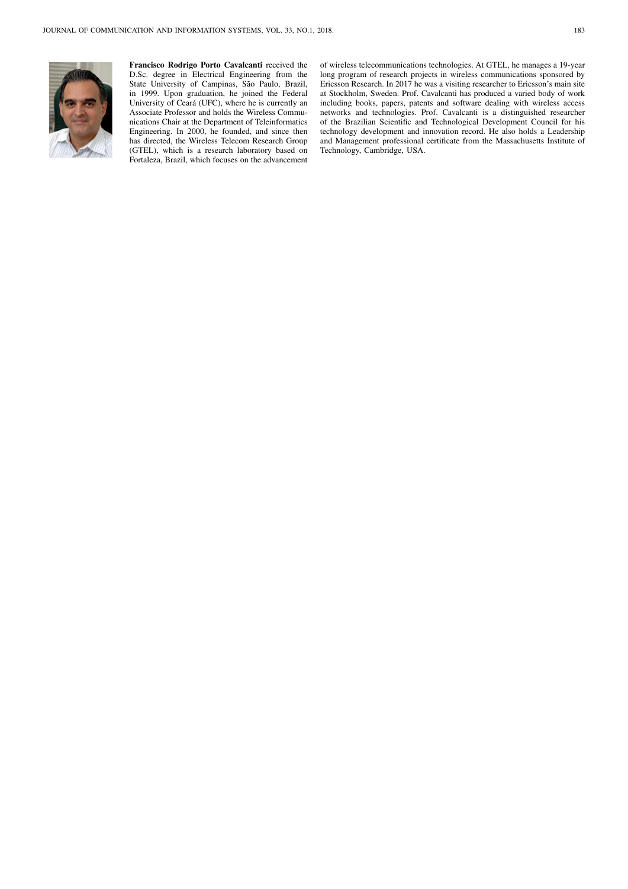**Francisco Rodrigo Porto Cavalcanti** received the D.Sc. degree in Electrical Engineering from the State University of Campinas, São Paulo, Brazil, in 1999. Upon graduation, he joined the Federal University of Ceará (UFC), where he is currently an Associate Professor and holds the Wireless Communications Chair at the Department of Teleinformatics Engineering. In 2000, he founded, and since then has directed, the Wireless Telecom Research Group (GTEL), which is a research laboratory based on Fortaleza, Brazil, which focuses on the advancement of wireless telecommunications technologies. At GTEL, he manages a 19-year long program of research projects in wireless communications sponsored by Ericsson Research. In 2017 he was a visiting researcher to Ericsson's main site at Stockholm, Sweden. Prof. Cavalcanti has produced a varied body of work including books, papers, patents and software dealing with wireless access networks and technologies. Prof. Cavalcanti is a distinguished researcher of the Brazilian Scientific and Technological Development Council for his technology development and innovation record. He also holds a Leadership and Management professional certificate from the Massachusetts Institute of Technology, Cambridge, USA.